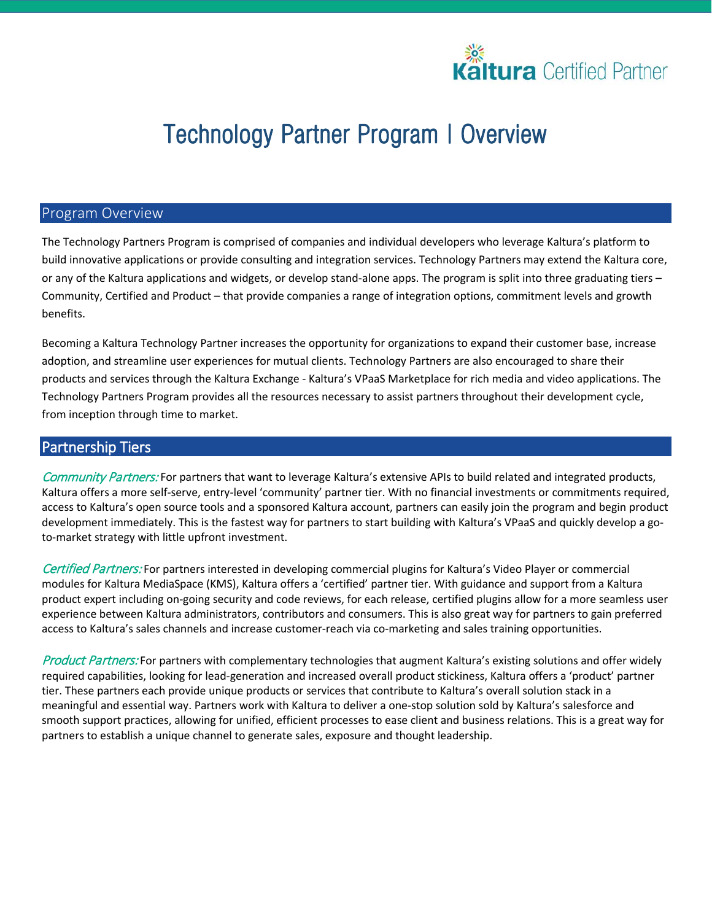Kaltura Certified Partner

# Technology Partner Program | Overview

## Program Overview

The Technology Partners Program is comprised of companies and individual developers who leverage Kaltura's platform to build innovative applications or provide consulting and integration services. Technology Partners may extend the Kaltura core, or any of the Kaltura applications and widgets, or develop stand-alone apps. The program is split into three graduating tiers – Community, Certified and Product – that provide companies a range of integration options, commitment levels and growth benefits.

Becoming a Kaltura Technology Partner increases the opportunity for organizations to expand their customer base, increase adoption, and streamline user experiences for mutual clients. Technology Partners are also encouraged to share their products and services through the Kaltura Exchange - Kaltura's VPaaS Marketplace for rich media and video applications. The Technology Partners Program provides all the resources necessary to assist partners throughout their development cycle, from inception through time to market.

## Partnership Tiers

*Community Partners:* For partners that want to leverage Kaltura's extensive APIs to build related and integrated products, Kaltura offers a more self-serve, entry-level 'community' partner tier. With no financial investments or commitments required, access to Kaltura's open source tools and a sponsored Kaltura account, partners can easily join the program and begin product development immediately. This is the fastest way for partners to start building with Kaltura's VPaaS and quickly develop a go-to-market strategy with little upfront investment.

*Certified Partners:* For partners interested in developing commercial plugins for Kaltura's Video Player or commercial modules for Kaltura MediaSpace (KMS), Kaltura offers a 'certified' partner tier. With guidance and support from a Kaltura product expert including on-going security and code reviews, for each release, certified plugins allow for a more seamless user experience between Kaltura administrators, contributors and consumers. This is also great way for partners to gain preferred access to Kaltura's sales channels and increase customer-reach via co-marketing and sales training opportunities.

*Product Partners:* For partners with complementary technologies that augment Kaltura's existing solutions and offer widely required capabilities, looking for lead-generation and increased overall product stickiness, Kaltura offers a 'product' partner tier. These partners each provide unique products or services that contribute to Kaltura's overall solution stack in a meaningful and essential way. Partners work with Kaltura to deliver a one-stop solution sold by Kaltura's salesforce and smooth support practices, allowing for unified, efficient processes to ease client and business relations. This is a great way for partners to establish a unique channel to generate sales, exposure and thought leadership.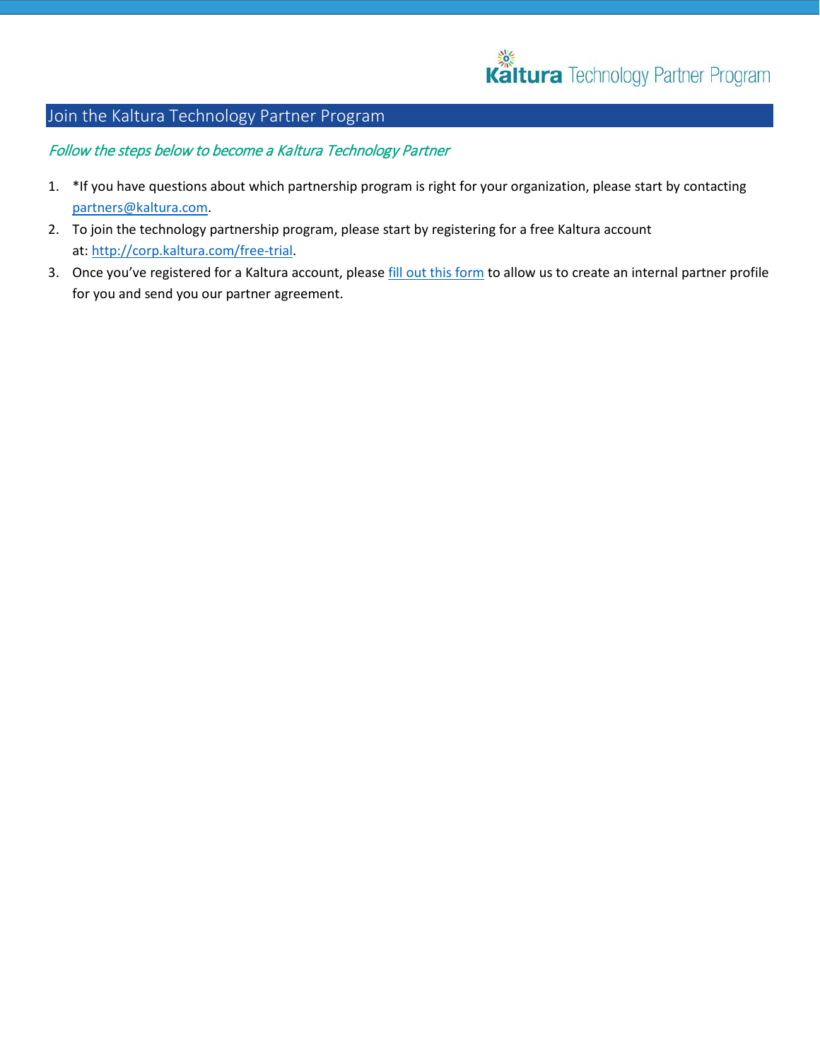## Join the Kaltura Technology Partner Program

*Follow the steps below to become a Kaltura Technology Partner*

1. *If you have questions about which partnership program is right for your organization, please start by contacting partners@kaltura.com.
2. To join the technology partnership program, please start by registering for a free Kaltura account at: http://corp.kaltura.com/free-trial.
3. Once you've registered for a Kaltura account, please fill out this form to allow us to create an internal partner profile for you and send you our partner agreement.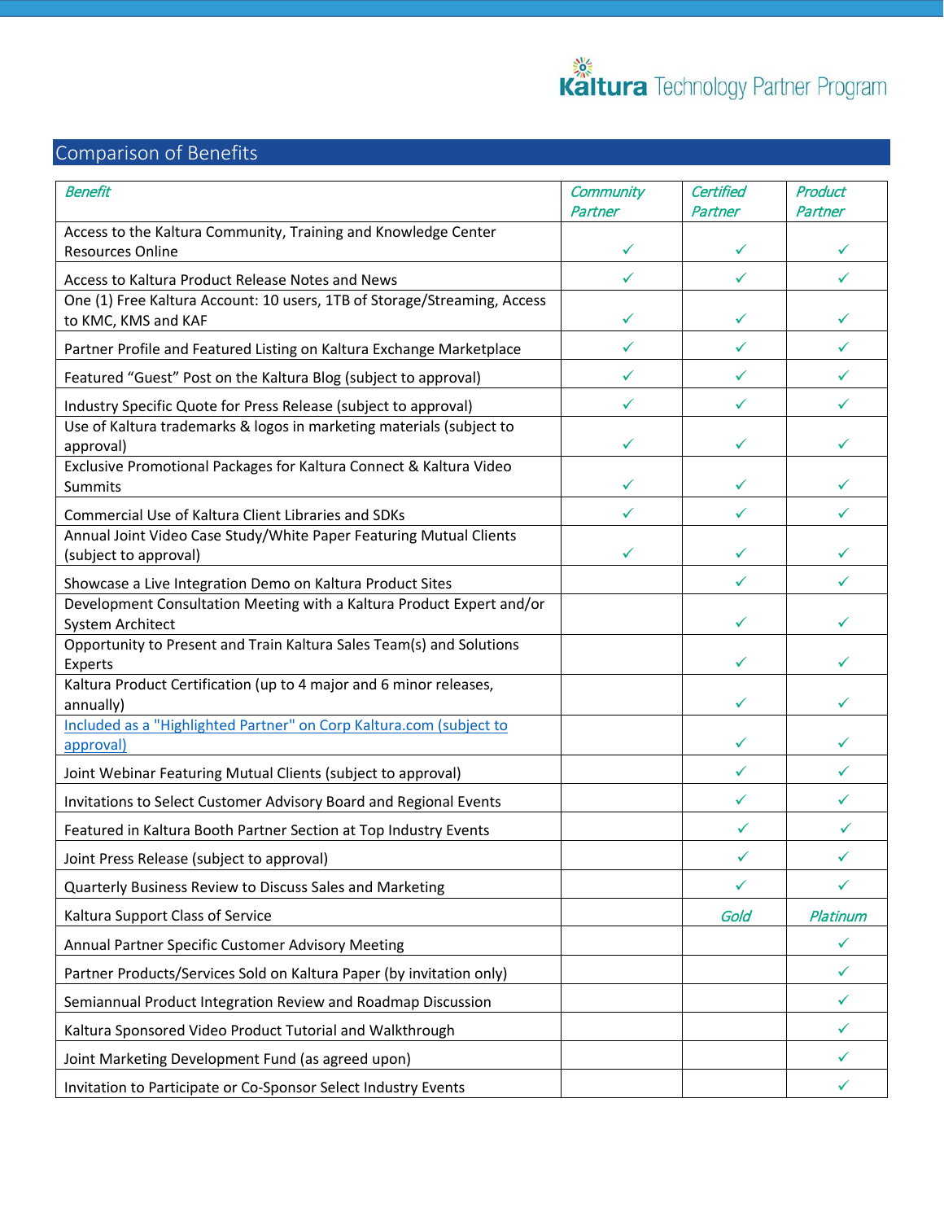## Comparison of Benefits

| *Benefit* | *Community Partner* | *Certified Partner* | *Product Partner* |
|---|---|---|---|
| Access to the Kaltura Community, Training and Knowledge Center Resources Online | ✓ | ✓ | ✓ |
| Access to Kaltura Product Release Notes and News | ✓ | ✓ | ✓ |
| One (1) Free Kaltura Account: 10 users, 1TB of Storage/Streaming, Access to KMC, KMS and KAF | ✓ | ✓ | ✓ |
| Partner Profile and Featured Listing on Kaltura Exchange Marketplace | ✓ | ✓ | ✓ |
| Featured "Guest" Post on the Kaltura Blog (subject to approval) | ✓ | ✓ | ✓ |
| Industry Specific Quote for Press Release (subject to approval) | ✓ | ✓ | ✓ |
| Use of Kaltura trademarks & logos in marketing materials (subject to approval) | ✓ | ✓ | ✓ |
| Exclusive Promotional Packages for Kaltura Connect & Kaltura Video Summits | ✓ | ✓ | ✓ |
| Commercial Use of Kaltura Client Libraries and SDKs | ✓ | ✓ | ✓ |
| Annual Joint Video Case Study/White Paper Featuring Mutual Clients (subject to approval) | ✓ | ✓ | ✓ |
| Showcase a Live Integration Demo on Kaltura Product Sites | | ✓ | ✓ |
| Development Consultation Meeting with a Kaltura Product Expert and/or System Architect | | ✓ | ✓ |
| Opportunity to Present and Train Kaltura Sales Team(s) and Solutions Experts | | ✓ | ✓ |
| Kaltura Product Certification (up to 4 major and 6 minor releases, annually) | | ✓ | ✓ |
| Included as a "Highlighted Partner" on Corp Kaltura.com (subject to approval) | | ✓ | ✓ |
| Joint Webinar Featuring Mutual Clients (subject to approval) | | ✓ | ✓ |
| Invitations to Select Customer Advisory Board and Regional Events | | ✓ | ✓ |
| Featured in Kaltura Booth Partner Section at Top Industry Events | | ✓ | ✓ |
| Joint Press Release (subject to approval) | | ✓ | ✓ |
| Quarterly Business Review to Discuss Sales and Marketing | | ✓ | ✓ |
| Kaltura Support Class of Service | | *Gold* | *Platinum* |
| Annual Partner Specific Customer Advisory Meeting | | | ✓ |
| Partner Products/Services Sold on Kaltura Paper (by invitation only) | | | ✓ |
| Semiannual Product Integration Review and Roadmap Discussion | | | ✓ |
| Kaltura Sponsored Video Product Tutorial and Walkthrough | | | ✓ |
| Joint Marketing Development Fund (as agreed upon) | | | ✓ |
| Invitation to Participate or Co-Sponsor Select Industry Events | | | ✓ |